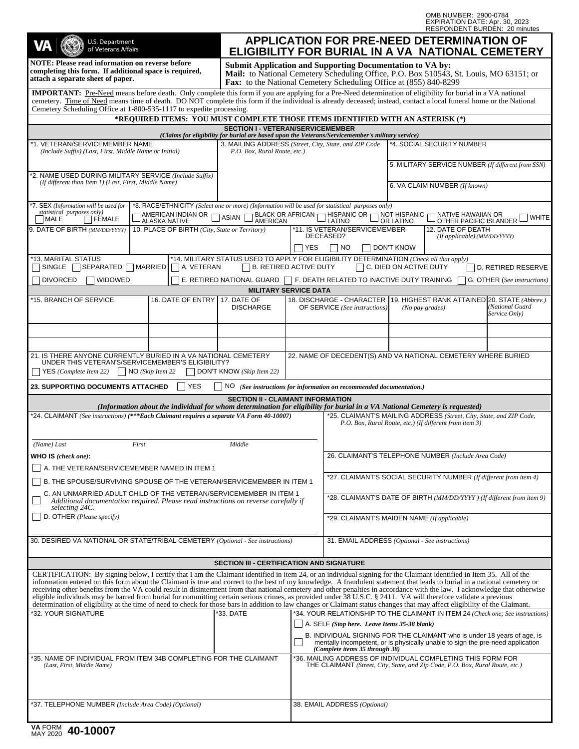OMB NUMBER: 2900-0784
EXPIRATION DATE: Apr. 30, 2023
RESPONDENT BURDEN: 20 minutes

VA | U.S. Department of Veterans Affairs

# APPLICATION FOR PRE-NEED DETERMINATION OF ELIGIBILITY FOR BURIAL IN A VA NATIONAL CEMETERY

**NOTE: Please read information on reverse before completing this form. If additional space is required, attach a separate sheet of paper.**

**Submit Application and Supporting Documentation to VA by:**
**Mail:** to National Cemetery Scheduling Office, P.O. Box 510543, St. Louis, MO 63151; or
**Fax:** to the National Cemetery Scheduling Office at (855) 840-8299

**IMPORTANT:** Pre-Need means before death. Only complete this form if you are applying for a Pre-Need determination of eligibility for burial in a VA national cemetery. Time of Need means time of death. DO NOT complete this form if the individual is already deceased; instead, contact a local funeral home or the National Cemetery Scheduling Office at 1-800-535-1117 to expedite processing.

**\*REQUIRED ITEMS: YOU MUST COMPLETE THOSE ITEMS IDENTIFIED WITH AN ASTERISK (\*)**

## SECTION I - VETERAN/SERVICEMEMBER

*(Claims for eligibility for burial are based upon the Veterans/Servicemember's military service)*

\*1. VETERAN/SERVICEMEMBER NAME *(Include Suffix) (Last, First, Middle Name or Initial)*

\*2. NAME USED DURING MILITARY SERVICE *(Include Suffix) (If different than Item 1) (Last, First, Middle Name)*

3. MAILING ADDRESS *(Street, City, State, and ZIP Code P.O. Box, Rural Route, etc.)*

\*4. SOCIAL SECURITY NUMBER

5. MILITARY SERVICE NUMBER *(If different from SSN)*

6. VA CLAIM NUMBER *(If known)*

\*7. SEX *(Information will be used for statistical purposes only)*
☐ MALE ☐ FEMALE

\*8. RACE/ETHNICITY *(Select one or more) (Information will be used for statistical purposes only)*
☐ AMERICAN INDIAN OR ALASKA NATIVE ☐ ASIAN ☐ BLACK OR AFRICAN AMERICAN ☐ HISPANIC OR LATINO ☐ NOT HISPANIC OR LATINO ☐ NATIVE HAWAIIAN OR OTHER PACIFIC ISLANDER ☐ WHITE

9. DATE OF BIRTH *(MM/DD/YYYY)*

10. PLACE OF BIRTH *(City, State or Territory)*

\*11. IS VETERAN/SERVICEMEMBER DECEASED?
☐ YES ☐ NO ☐ DON'T KNOW

12. DATE OF DEATH *(If applicable) (MM/DD/YYYY)*

\*13. MARITAL STATUS
☐ SINGLE ☐ SEPARATED ☐ MARRIED ☐ DIVORCED ☐ WIDOWED

\*14. MILITARY STATUS USED TO APPLY FOR ELIGIBILITY DETERMINATION *(Check all that apply)*
☐ A. VETERAN ☐ B. RETIRED ACTIVE DUTY ☐ C. DIED ON ACTIVE DUTY ☐ D. RETIRED RESERVE
☐ E. RETIRED NATIONAL GUARD ☐ F. DEATH RELATED TO INACTIVE DUTY TRAINING ☐ G. OTHER *(See instructions)*

### MILITARY SERVICE DATA

| \*15. BRANCH OF SERVICE | 16. DATE OF ENTRY | 17. DATE OF DISCHARGE | 18. DISCHARGE - CHARACTER OF SERVICE *(See instructions)* | 19. HIGHEST RANK ATTAINED *(No pay grades)* | 20. STATE *(Abbrev.) (National Guard Service Only)* |
|---|---|---|---|---|---|
| | | | | | |
| | | | | | |

21. IS THERE ANYONE CURRENTLY BURIED IN A VA NATIONAL CEMETERY UNDER THIS VETERAN'S/SERVICEMEMBER'S ELIGIBILITY?
☐ YES *(Complete Item 22)* ☐ NO *(Skip Item 22)* ☐ DON'T KNOW *(Skip Item 22)*

22. NAME OF DECEDENT(S) AND VA NATIONAL CEMETERY WHERE BURIED

**23. SUPPORTING DOCUMENTS ATTACHED** ☐ YES ☐ NO *(See instructions for information on recommended documentation.)*

## SECTION II - CLAIMANT INFORMATION

*(Information about the individual for whom determination for eligibility for burial in a VA National Cemetery is requested)*

\*24. CLAIMANT *(See instructions)* ***(\*\*\*Each Claimant requires a separate VA Form 40-10007)***

*(Name) Last First Middle*

**WHO IS** *(check one)*:
☐ A. THE VETERAN/SERVICEMEMBER NAMED IN ITEM 1
☐ B. THE SPOUSE/SURVIVING SPOUSE OF THE VETERAN/SERVICEMEMBER IN ITEM 1
☐ C. AN UNMARRIED ADULT CHILD OF THE VETERAN/SERVICEMEMBER IN ITEM 1 *Additional documentation required. Please read instructions on reverse carefully if selecting 24C.*
☐ D. OTHER *(Please specify)*

\*25. CLAIMANT'S MAILING ADDRESS *(Street, City, State, and ZIP Code, P.O. Box, Rural Route, etc.) (If different from item 3)*

26. CLAIMANT'S TELEPHONE NUMBER *(Include Area Code)*

\*27. CLAIMANT'S SOCIAL SECURITY NUMBER *(If different from item 4)*

\*28. CLAIMANT'S DATE OF BIRTH *(MM/DD/YYYY ) (If different from item 9)*

\*29. CLAIMANT'S MAIDEN NAME *(If applicable)*

30. DESIRED VA NATIONAL OR STATE/TRIBAL CEMETERY *(Optional - See instructions)*

31. EMAIL ADDRESS *(Optional - See instructions)*

## SECTION III - CERTIFICATION AND SIGNATURE

CERTIFICATION: By signing below, I certify that I am the Claimant identified in item 24, or an individual signing for the Claimant identified in Item 35. All of the information entered on this form about the Claimant is true and correct to the best of my knowledge. A fraudulent statement that leads to burial in a national cemetery or receiving other benefits from the VA could result in disinterment from that national cemetery and other penalties in accordance with the law. I acknowledge that otherwise eligible individuals may be barred from burial for committing certain serious crimes, as provided under 38 U.S.C. § 2411. VA will therefore validate a previous determination of eligibility at the time of need to check for those bars in addition to law changes or Claimant status changes that may affect eligibility of the Claimant.

\*32. YOUR SIGNATURE

\*33. DATE

\*34. YOUR RELATIONSHIP TO THE CLAIMANT IN ITEM 24 *(Check one; See instructions)*
☐ A. SELF ***(Stop here. Leave Items 35-38 blank)***
☐ B. INDIVIDUAL SIGNING FOR THE CLAIMANT who is under 18 years of age, is mentally incompetent, or is physically unable to sign the pre-need application ***(Complete items 35 through 38)***

\*35. NAME OF INDIVIDUAL FROM ITEM 34B COMPLETING FOR THE CLAIMANT *(Last, First, Middle Name)*

\*36. MAILING ADDRESS OF INDIVIDUAL COMPLETING THIS FORM FOR THE CLAIMANT *(Street, City, State, and Zip Code, P.O. Box, Rural Route, etc.)*

\*37. TELEPHONE NUMBER *(Include Area Code) (Optional)*

38. EMAIL ADDRESS *(Optional)*

VA FORM MAY 2020 **40-10007**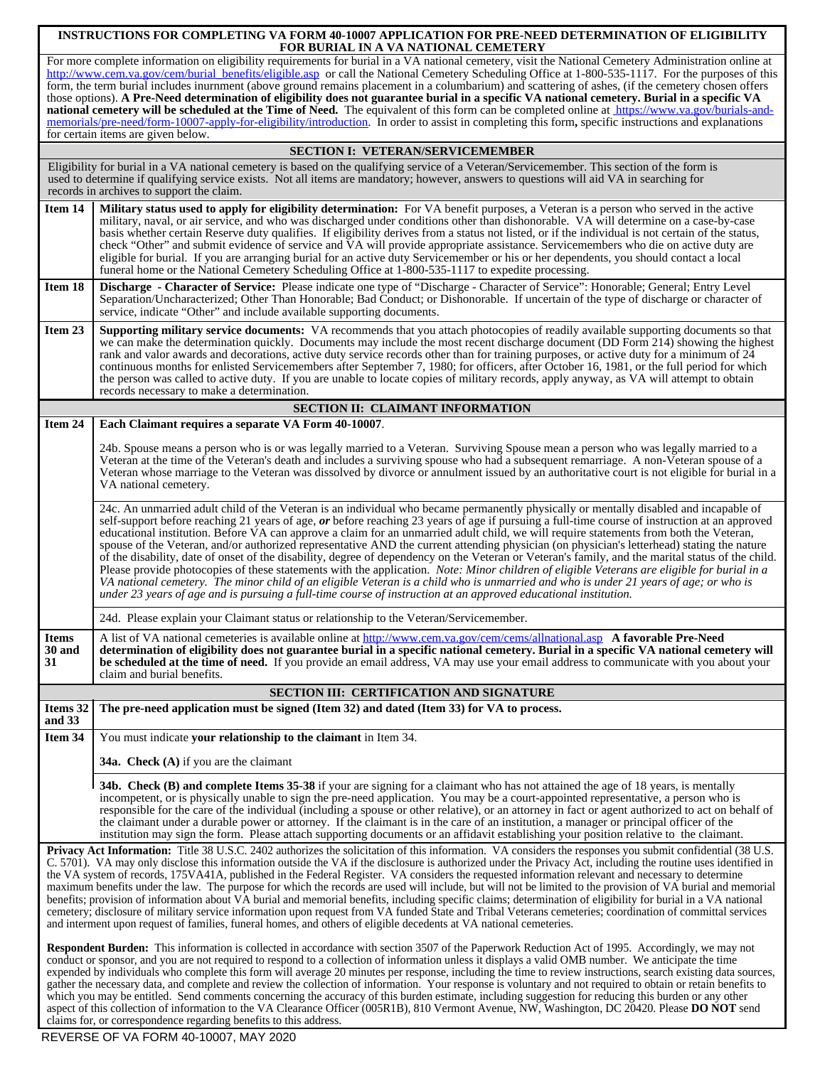# INSTRUCTIONS FOR COMPLETING VA FORM 40-10007 APPLICATION FOR PRE-NEED DETERMINATION OF ELIGIBILITY FOR BURIAL IN A VA NATIONAL CEMETERY

For more complete information on eligibility requirements for burial in a VA national cemetery, visit the National Cemetery Administration online at http://www.cem.va.gov/cem/burial_benefits/eligible.asp or call the National Cemetery Scheduling Office at 1-800-535-1117. For the purposes of this form, the term burial includes inurnment (above ground remains placement in a columbarium) and scattering of ashes, (if the cemetery chosen offers those options). **A Pre-Need determination of eligibility does not guarantee burial in a specific VA national cemetery. Burial in a specific VA national cemetery will be scheduled at the Time of Need.** The equivalent of this form can be completed online at https://www.va.gov/burials-and-memorials/pre-need/form-10007-apply-for-eligibility/introduction. In order to assist in completing this form**,** specific instructions and explanations for certain items are given below.

## SECTION I: VETERAN/SERVICEMEMBER

Eligibility for burial in a VA national cemetery is based on the qualifying service of a Veteran/Servicemember. This section of the form is used to determine if qualifying service exists. Not all items are mandatory; however, answers to questions will aid VA in searching for records in archives to support the claim.

| | |
|---|---|
| **Item 14** | **Military status used to apply for eligibility determination:** For VA benefit purposes, a Veteran is a person who served in the active military, naval, or air service, and who was discharged under conditions other than dishonorable. VA will determine on a case-by-case basis whether certain Reserve duty qualifies. If eligibility derives from a status not listed, or if the individual is not certain of the status, check "Other" and submit evidence of service and VA will provide appropriate assistance. Servicemembers who die on active duty are eligible for burial. If you are arranging burial for an active duty Servicemember or his or her dependents, you should contact a local funeral home or the National Cemetery Scheduling Office at 1-800-535-1117 to expedite processing. |
| **Item 18** | **Discharge - Character of Service:** Please indicate one type of "Discharge - Character of Service": Honorable; General; Entry Level Separation/Uncharacterized; Other Than Honorable; Bad Conduct; or Dishonorable. If uncertain of the type of discharge or character of service, indicate "Other" and include available supporting documents. |
| **Item 23** | **Supporting military service documents:** VA recommends that you attach photocopies of readily available supporting documents so that we can make the determination quickly. Documents may include the most recent discharge document (DD Form 214) showing the highest rank and valor awards and decorations, active duty service records other than for training purposes, or active duty for a minimum of 24 continuous months for enlisted Servicemembers after September 7, 1980; for officers, after October 16, 1981, or the full period for which the person was called to active duty. If you are unable to locate copies of military records, apply anyway, as VA will attempt to obtain records necessary to make a determination. |

## SECTION II: CLAIMANT INFORMATION

| | |
|---|---|
| **Item 24** | **Each Claimant requires a separate VA Form 40-10007**.<br><br>24b. Spouse means a person who is or was legally married to a Veteran. Surviving Spouse mean a person who was legally married to a Veteran at the time of the Veteran's death and includes a surviving spouse who had a subsequent remarriage. A non-Veteran spouse of a Veteran whose marriage to the Veteran was dissolved by divorce or annulment issued by an authoritative court is not eligible for burial in a VA national cemetery.<br><br>24c. An unmarried adult child of the Veteran is an individual who became permanently physically or mentally disabled and incapable of self-support before reaching 21 years of age, ***or*** before reaching 23 years of age if pursuing a full-time course of instruction at an approved educational institution. Before VA can approve a claim for an unmarried adult child, we will require statements from both the Veteran, spouse of the Veteran, and/or authorized representative AND the current attending physician (on physician's letterhead) stating the nature of the disability, date of onset of the disability, degree of dependency on the Veteran or Veteran's family, and the marital status of the child. Please provide photocopies of these statements with the application. *Note: Minor children of eligible Veterans are eligible for burial in a VA national cemetery. The minor child of an eligible Veteran is a child who is unmarried and who is under 21 years of age; or who is under 23 years of age and is pursuing a full-time course of instruction at an approved educational institution.*<br><br>24d. Please explain your Claimant status or relationship to the Veteran/Servicemember. |
| **Items 30 and 31** | A list of VA national cemeteries is available online at http://www.cem.va.gov/cem/cems/allnational.asp **A favorable Pre-Need determination of eligibility does not guarantee burial in a specific national cemetery. Burial in a specific VA national cemetery will be scheduled at the time of need.** If you provide an email address, VA may use your email address to communicate with you about your claim and burial benefits. |

## SECTION III: CERTIFICATION AND SIGNATURE

| | |
|---|---|
| **Items 32 and 33** | **The pre-need application must be signed (Item 32) and dated (Item 33) for VA to process.** |
| **Item 34** | You must indicate **your relationship to the claimant** in Item 34.<br><br>**34a. Check (A)** if you are the claimant<br><br>**34b. Check (B) and complete Items 35-38** if your are signing for a claimant who has not attained the age of 18 years, is mentally incompetent, or is physically unable to sign the pre-need application. You may be a court-appointed representative, a person who is responsible for the care of the individual (including a spouse or other relative), or an attorney in fact or agent authorized to act on behalf of the claimant under a durable power or attorney. If the claimant is in the care of an institution, a manager or principal officer of the institution may sign the form. Please attach supporting documents or an affidavit establishing your position relative to the claimant. |

**Privacy Act Information:** Title 38 U.S.C. 2402 authorizes the solicitation of this information. VA considers the responses you submit confidential (38 U.S. C. 5701). VA may only disclose this information outside the VA if the disclosure is authorized under the Privacy Act, including the routine uses identified in the VA system of records, 175VA41A, published in the Federal Register. VA considers the requested information relevant and necessary to determine maximum benefits under the law. The purpose for which the records are used will include, but will not be limited to the provision of VA burial and memorial benefits; provision of information about VA burial and memorial benefits, including specific claims; determination of eligibility for burial in a VA national cemetery; disclosure of military service information upon request from VA funded State and Tribal Veterans cemeteries; coordination of committal services and interment upon request of families, funeral homes, and others of eligible decedents at VA national cemeteries.

**Respondent Burden:** This information is collected in accordance with section 3507 of the Paperwork Reduction Act of 1995. Accordingly, we may not conduct or sponsor, and you are not required to respond to a collection of information unless it displays a valid OMB number. We anticipate the time expended by individuals who complete this form will average 20 minutes per response, including the time to review instructions, search existing data sources, gather the necessary data, and complete and review the collection of information. Your response is voluntary and not required to obtain or retain benefits to which you may be entitled. Send comments concerning the accuracy of this burden estimate, including suggestion for reducing this burden or any other aspect of this collection of information to the VA Clearance Officer (005R1B), 810 Vermont Avenue, NW, Washington, DC 20420. Please **DO NOT** send claims for, or correspondence regarding benefits to this address.

REVERSE OF VA FORM 40-10007, MAY 2020